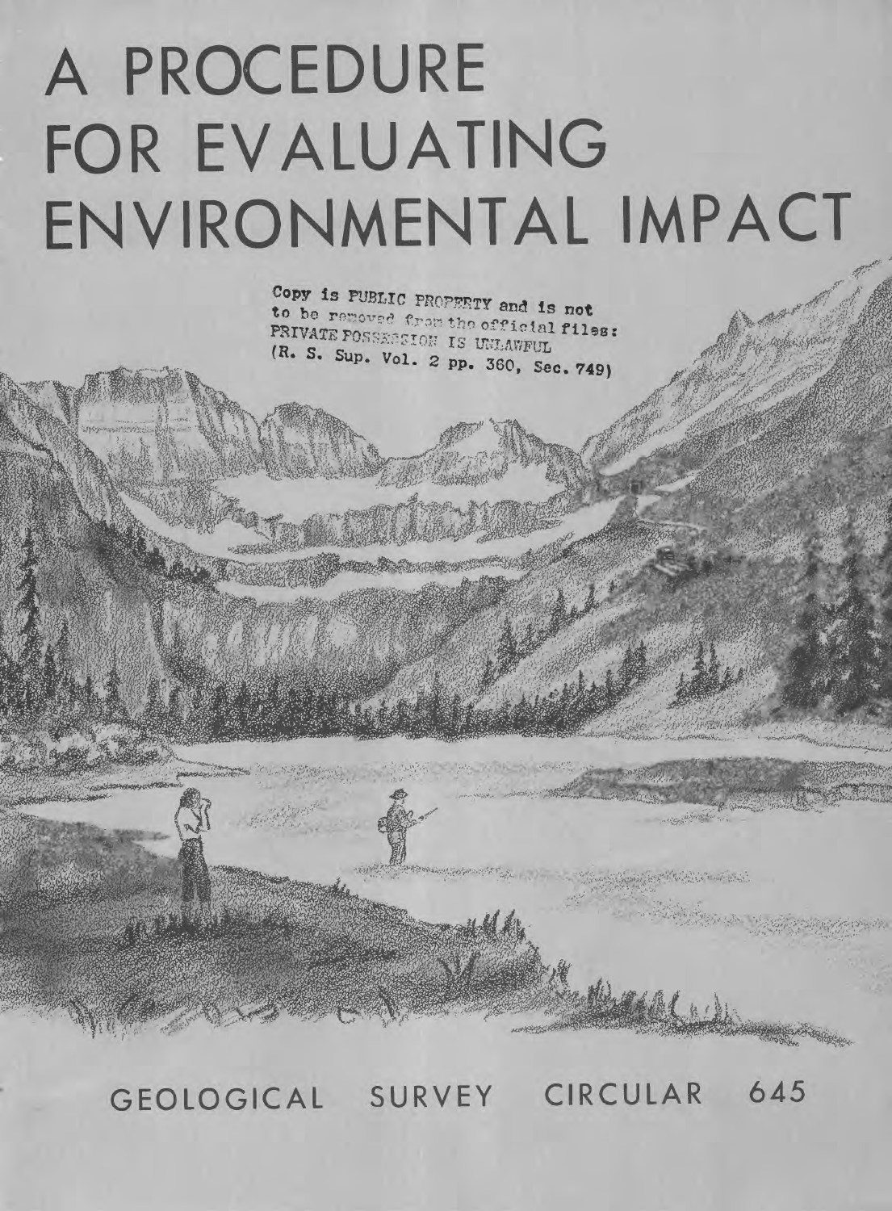# A PROCEDURE FOR EVALUATING ENVIRONMENTAL IMPACT

Copy is PUBLIC PROPERTY and is not to be removed from the official files: PRIVATE POSSESSION IS UNLAWFUL (R. S. Sup. Vol. 2 pp. 360, Sec. 749)

GEOLOGICAL SURVEY CIRCULAR 645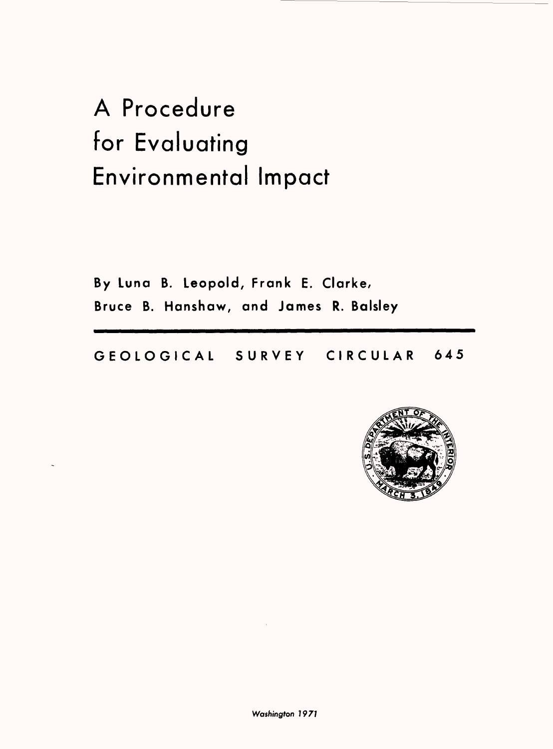# A Procedure for Evaluating Environmental Impact

By Luna B. Leopold, Frank E. Clarke, Bruce B. Hanshaw, and James R. Balsley

GEOLOGICAL SURVEY CIRCULAR 645

*Washington 1971*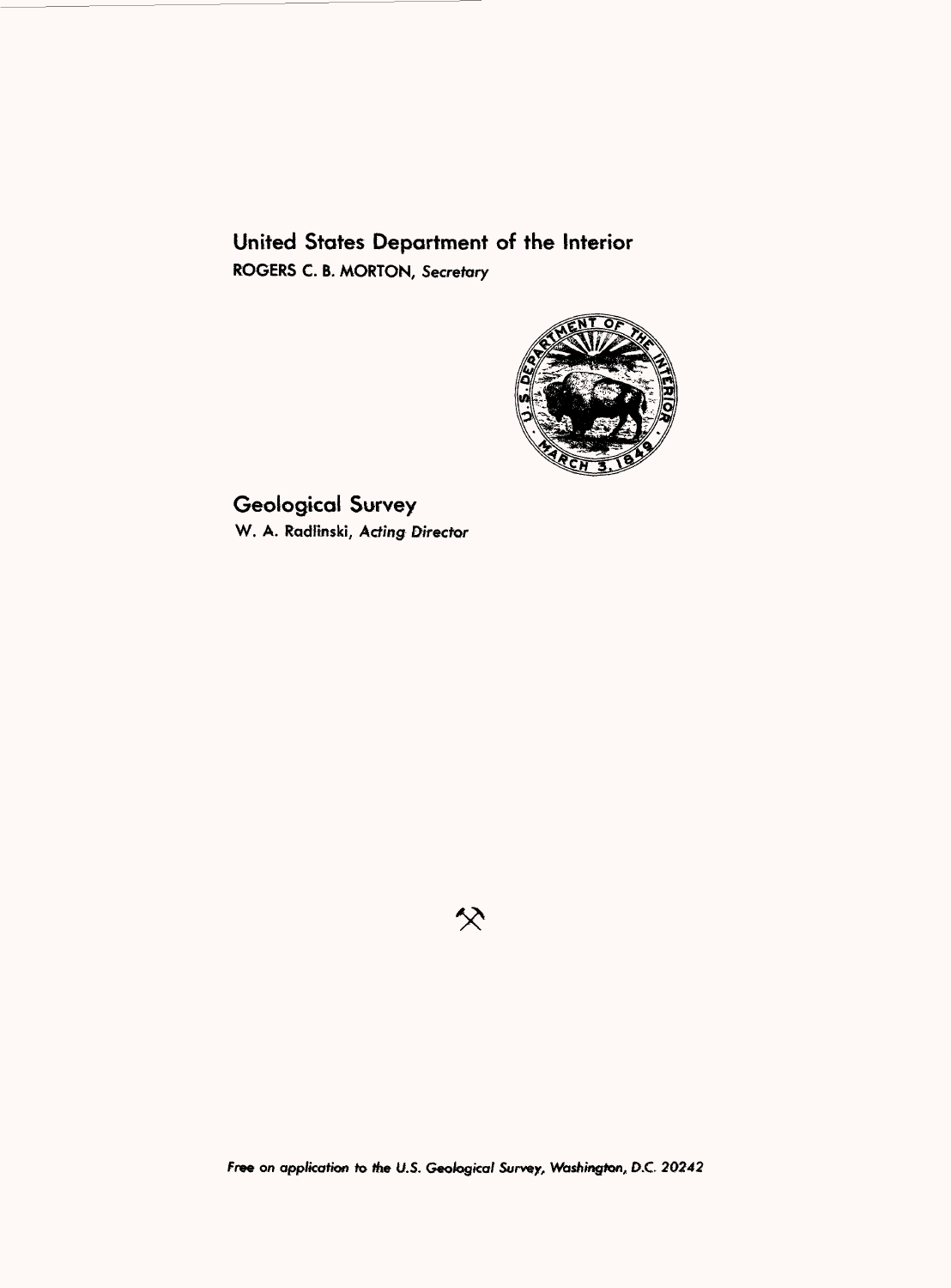# United States Department of the Interior

**ROGERS C. B. MORTON, *Secretary***

# Geological Survey

W. A. Radlinski, *Acting Director*

*Free on application to the U.S. Geological Survey, Washington, D.C. 20242*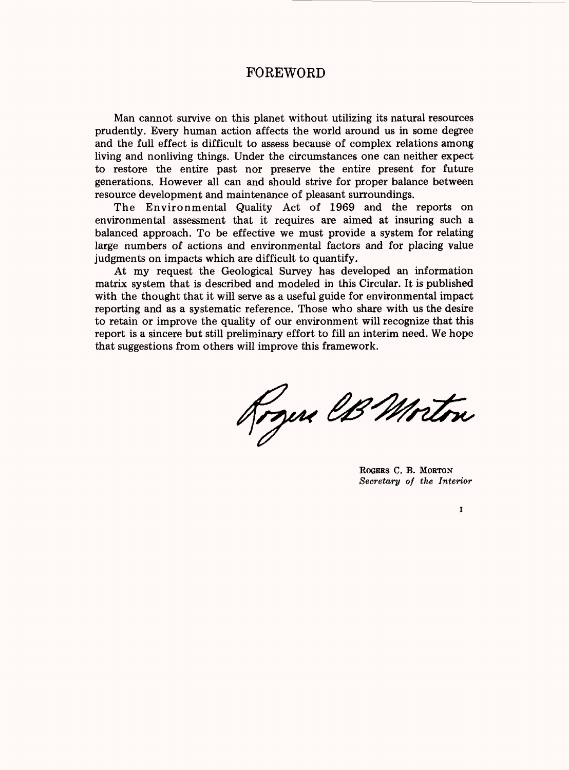# FOREWORD

Man cannot survive on this planet without utilizing its natural resources prudently. Every human action affects the world around us in some degree and the full effect is difficult to assess because of complex relations among living and nonliving things. Under the circumstances one can neither expect to restore the entire past nor preserve the entire present for future generations. However all can and should strive for proper balance between resource development and maintenance of pleasant surroundings.

The Environmental Quality Act of 1969 and the reports on environmental assessment that it requires are aimed at insuring such a balanced approach. To be effective we must provide a system for relating large numbers of actions and environmental factors and for placing value judgments on impacts which are difficult to quantify.

At my request the Geological Survey has developed an information matrix system that is described and modeled in this Circular. It is published with the thought that it will serve as a useful guide for environmental impact reporting and as a systematic reference. Those who share with us the desire to retain or improve the quality of our environment will recognize that this report is a sincere but still preliminary effort to fill an interim need. We hope that suggestions from others will improve this framework.

Rogers CB Morton

ROGERS C. B. MORTON
*Secretary of the Interior*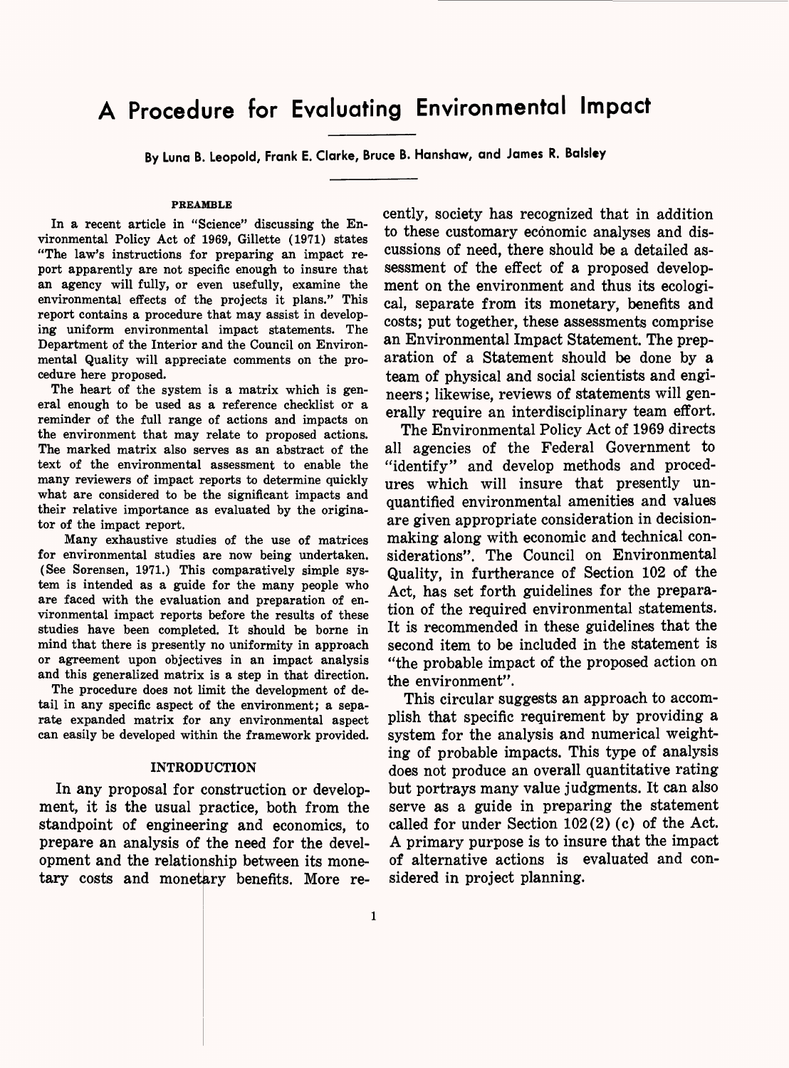# A Procedure for Evaluating Environmental Impact

By Luna B. Leopold, Frank E. Clarke, Bruce B. Hanshaw, and James R. Balsley

## PREAMBLE

In a recent article in "Science" discussing the Environmental Policy Act of 1969, Gillette (1971) states "The law's instructions for preparing an impact report apparently are not specific enough to insure that an agency will fully, or even usefully, examine the environmental effects of the projects it plans." This report contains a procedure that may assist in developing uniform environmental impact statements. The Department of the Interior and the Council on Environmental Quality will appreciate comments on the procedure here proposed.

The heart of the system is a matrix which is general enough to be used as a reference checklist or a reminder of the full range of actions and impacts on the environment that may relate to proposed actions. The marked matrix also serves as an abstract of the text of the environmental assessment to enable the many reviewers of impact reports to determine quickly what are considered to be the significant impacts and their relative importance as evaluated by the originator of the impact report.

Many exhaustive studies of the use of matrices for environmental studies are now being undertaken. (See Sorensen, 1971.) This comparatively simple system is intended as a guide for the many people who are faced with the evaluation and preparation of environmental impact reports before the results of these studies have been completed. It should be borne in mind that there is presently no uniformity in approach or agreement upon objectives in an impact analysis and this generalized matrix is a step in that direction.

The procedure does not limit the development of detail in any specific aspect of the environment; a separate expanded matrix for any environmental aspect can easily be developed within the framework provided.

## INTRODUCTION

In any proposal for construction or development, it is the usual practice, both from the standpoint of engineering and economics, to prepare an analysis of the need for the development and the relationship between its monetary costs and monetary benefits. More recently, society has recognized that in addition to these customary economic analyses and discussions of need, there should be a detailed assessment of the effect of a proposed development on the environment and thus its ecological, separate from its monetary, benefits and costs; put together, these assessments comprise an Environmental Impact Statement. The preparation of a Statement should be done by a team of physical and social scientists and engineers; likewise, reviews of statements will generally require an interdisciplinary team effort.

The Environmental Policy Act of 1969 directs all agencies of the Federal Government to "identify" and develop methods and procedures which will insure that presently unquantified environmental amenities and values are given appropriate consideration in decision-making along with economic and technical considerations". The Council on Environmental Quality, in furtherance of Section 102 of the Act, has set forth guidelines for the preparation of the required environmental statements. It is recommended in these guidelines that the second item to be included in the statement is "the probable impact of the proposed action on the environment".

This circular suggests an approach to accomplish that specific requirement by providing a system for the analysis and numerical weighting of probable impacts. This type of analysis does not produce an overall quantitative rating but portrays many value judgments. It can also serve as a guide in preparing the statement called for under Section 102(2) (c) of the Act. A primary purpose is to insure that the impact of alternative actions is evaluated and considered in project planning.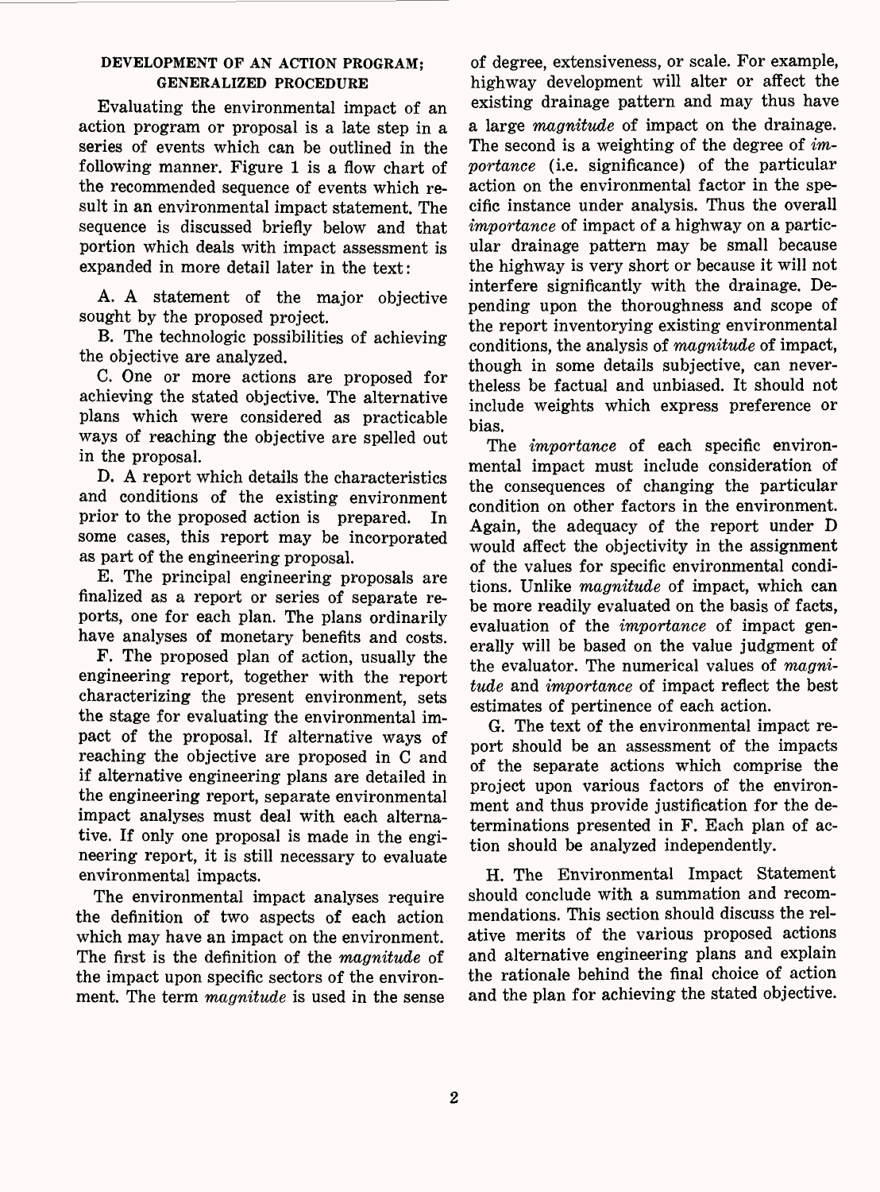## DEVELOPMENT OF AN ACTION PROGRAM; GENERALIZED PROCEDURE

Evaluating the environmental impact of an action program or proposal is a late step in a series of events which can be outlined in the following manner. Figure 1 is a flow chart of the recommended sequence of events which result in an environmental impact statement. The sequence is discussed briefly below and that portion which deals with impact assessment is expanded in more detail later in the text:

A. A statement of the major objective sought by the proposed project.

B. The technologic possibilities of achieving the objective are analyzed.

C. One or more actions are proposed for achieving the stated objective. The alternative plans which were considered as practicable ways of reaching the objective are spelled out in the proposal.

D. A report which details the characteristics and conditions of the existing environment prior to the proposed action is prepared. In some cases, this report may be incorporated as part of the engineering proposal.

E. The principal engineering proposals are finalized as a report or series of separate reports, one for each plan. The plans ordinarily have analyses of monetary benefits and costs.

F. The proposed plan of action, usually the engineering report, together with the report characterizing the present environment, sets the stage for evaluating the environmental impact of the proposal. If alternative ways of reaching the objective are proposed in C and if alternative engineering plans are detailed in the engineering report, separate environmental impact analyses must deal with each alternative. If only one proposal is made in the engineering report, it is still necessary to evaluate environmental impacts.

The environmental impact analyses require the definition of two aspects of each action which may have an impact on the environment. The first is the definition of the *magnitude* of the impact upon specific sectors of the environment. The term *magnitude* is used in the sense of degree, extensiveness, or scale. For example, highway development will alter or affect the existing drainage pattern and may thus have a large *magnitude* of impact on the drainage. The second is a weighting of the degree of *importance* (i.e. significance) of the particular action on the environmental factor in the specific instance under analysis. Thus the overall *importance* of impact of a highway on a particular drainage pattern may be small because the highway is very short or because it will not interfere significantly with the drainage. Depending upon the thoroughness and scope of the report inventorying existing environmental conditions, the analysis of *magnitude* of impact, though in some details subjective, can nevertheless be factual and unbiased. It should not include weights which express preference or bias.

The *importance* of each specific environmental impact must include consideration of the consequences of changing the particular condition on other factors in the environment. Again, the adequacy of the report under D would affect the objectivity in the assignment of the values for specific environmental conditions. Unlike *magnitude* of impact, which can be more readily evaluated on the basis of facts, evaluation of the *importance* of impact generally will be based on the value judgment of the evaluator. The numerical values of *magnitude* and *importance* of impact reflect the best estimates of pertinence of each action.

G. The text of the environmental impact report should be an assessment of the impacts of the separate actions which comprise the project upon various factors of the environment and thus provide justification for the determinations presented in F. Each plan of action should be analyzed independently.

H. The Environmental Impact Statement should conclude with a summation and recommendations. This section should discuss the relative merits of the various proposed actions and alternative engineering plans and explain the rationale behind the final choice of action and the plan for achieving the stated objective.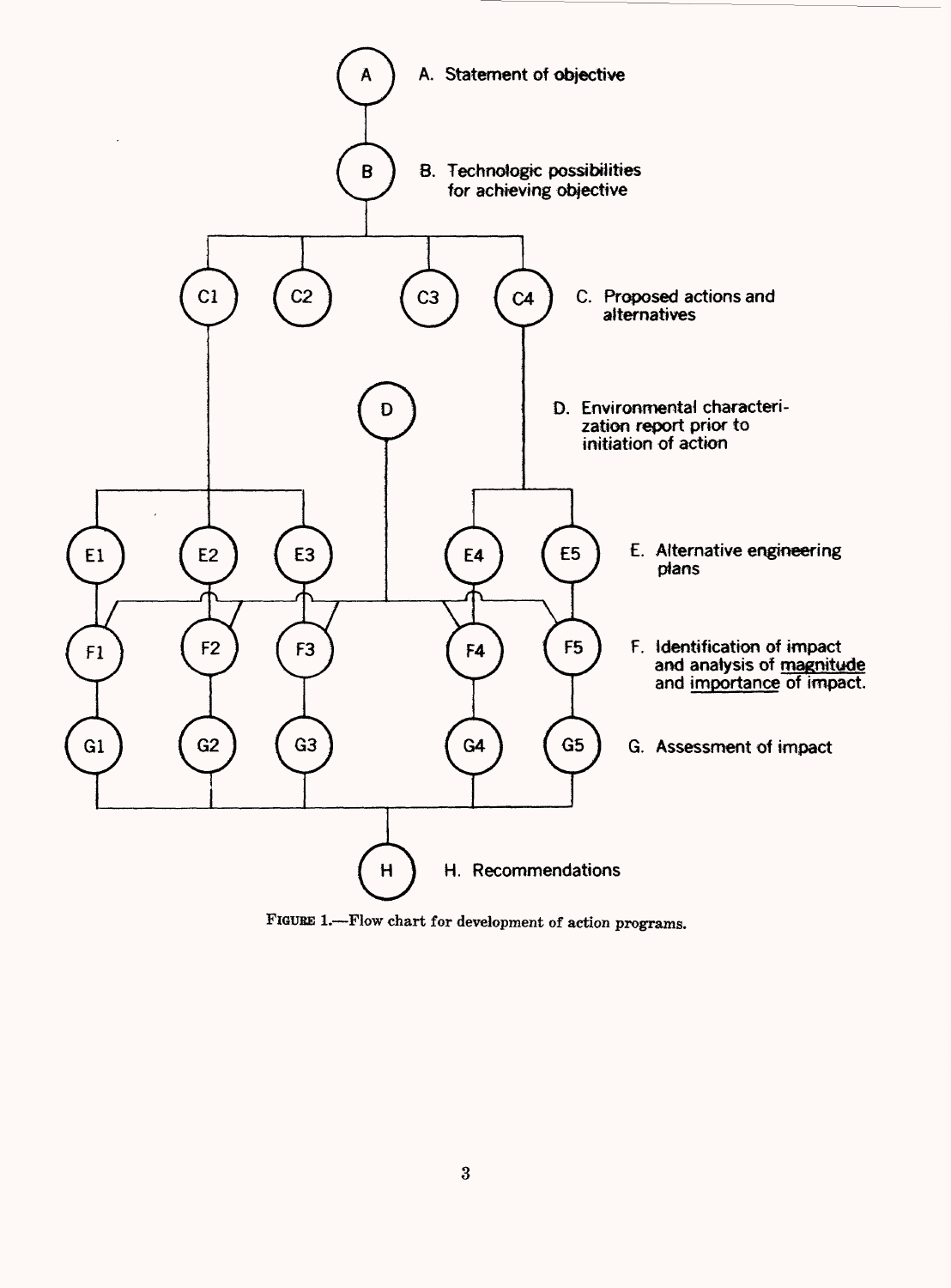A. Statement of objective

B. Technologic possibilities for achieving objective

C. Proposed actions and alternatives

D. Environmental characterization report prior to initiation of action

E. Alternative engineering plans

F. Identification of impact and analysis of magnitude and importance of impact.

G. Assessment of impact

H. Recommendations

FIGURE 1.—Flow chart for development of action programs.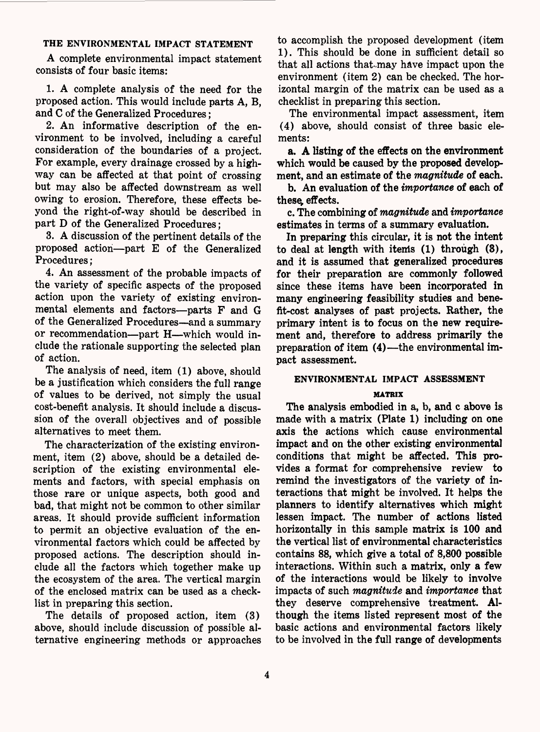## THE ENVIRONMENTAL IMPACT STATEMENT

A complete environmental impact statement consists of four basic items:

1. A complete analysis of the need for the proposed action. This would include parts A, B, and C of the Generalized Procedures;

2. An informative description of the environment to be involved, including a careful consideration of the boundaries of a project. For example, every drainage crossed by a highway can be affected at that point of crossing but may also be affected downstream as well owing to erosion. Therefore, these effects beyond the right-of-way should be described in part D of the Generalized Procedures;

3. A discussion of the pertinent details of the proposed action—part E of the Generalized Procedures;

4. An assessment of the probable impacts of the variety of specific aspects of the proposed action upon the variety of existing environmental elements and factors—parts F and G of the Generalized Procedures—and a summary or recommendation—part H—which would include the rationale supporting the selected plan of action.

The analysis of need, item (1) above, should be a justification which considers the full range of values to be derived, not simply the usual cost-benefit analysis. It should include a discussion of the overall objectives and of possible alternatives to meet them.

The characterization of the existing environment, item (2) above, should be a detailed description of the existing environmental elements and factors, with special emphasis on those rare or unique aspects, both good and bad, that might not be common to other similar areas. It should provide sufficient information to permit an objective evaluation of the environmental factors which could be affected by proposed actions. The description should include all the factors which together make up the ecosystem of the area. The vertical margin of the enclosed matrix can be used as a checklist in preparing this section.

The details of proposed action, item (3) above, should include discussion of possible alternative engineering methods or approaches to accomplish the proposed development (item 1). This should be done in sufficient detail so that all actions that may have impact upon the environment (item 2) can be checked. The horizontal margin of the matrix can be used as a checklist in preparing this section.

The environmental impact assessment, item (4) above, should consist of three basic elements:

**a. A listing of the effects on the environment which would be caused by the proposed development, and an estimate of the *magnitude* of each.**

**b. An evaluation of the *importance* of each of these effects.**

**c. The combining of *magnitude* and *importance* estimates in terms of a summary evaluation.**

**In preparing this circular, it is not the intent to deal at length with items (1) through (3), and it is assumed that generalized procedures for their preparation are commonly followed since these items have been incorporated in many engineering feasibility studies and benefit-cost analyses of past projects. Rather, the primary intent is to focus on the new requirement and, therefore to address primarily the preparation of item (4)—the environmental impact assessment.**

## ENVIRONMENTAL IMPACT ASSESSMENT

### MATRIX

**The analysis embodied in a, b, and c above is made with a matrix (Plate 1) including on one axis the actions which cause environmental impact and on the other existing environmental conditions that might be affected. This provides a format for comprehensive review to remind the investigators of the variety of interactions that might be involved. It helps the planners to identify alternatives which might lessen impact. The number of actions listed horizontally in this sample matrix is 100 and the vertical list of environmental characteristics contains 88, which give a total of 8,800 possible interactions. Within such a matrix, only a few of the interactions would be likely to involve impacts of such *magnitude* and *importance* that they deserve comprehensive treatment. Although the items listed represent most of the basic actions and environmental factors likely to be involved in the full range of developments**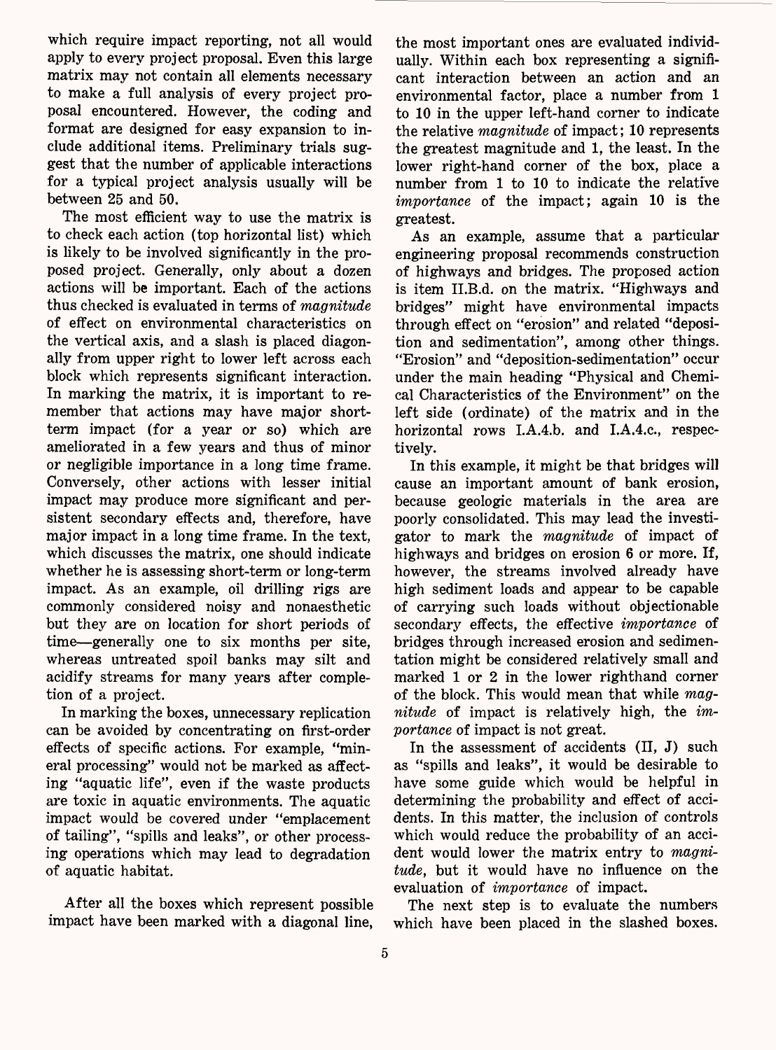which require impact reporting, not all would apply to every project proposal. Even this large matrix may not contain all elements necessary to make a full analysis of every project proposal encountered. However, the coding and format are designed for easy expansion to include additional items. Preliminary trials suggest that the number of applicable interactions for a typical project analysis usually will be between 25 and 50.

The most efficient way to use the matrix is to check each action (top horizontal list) which is likely to be involved significantly in the proposed project. Generally, only about a dozen actions will be important. Each of the actions thus checked is evaluated in terms of *magnitude* of effect on environmental characteristics on the vertical axis, and a slash is placed diagonally from upper right to lower left across each block which represents significant interaction. In marking the matrix, it is important to remember that actions may have major short-term impact (for a year or so) which are ameliorated in a few years and thus of minor or negligible importance in a long time frame. Conversely, other actions with lesser initial impact may produce more significant and persistent secondary effects and, therefore, have major impact in a long time frame. In the text, which discusses the matrix, one should indicate whether he is assessing short-term or long-term impact. As an example, oil drilling rigs are commonly considered noisy and nonaesthetic but they are on location for short periods of time—generally one to six months per site, whereas untreated spoil banks may silt and acidify streams for many years after completion of a project.

In marking the boxes, unnecessary replication can be avoided by concentrating on first-order effects of specific actions. For example, "mineral processing" would not be marked as affecting "aquatic life", even if the waste products are toxic in aquatic environments. The aquatic impact would be covered under "emplacement of tailing", "spills and leaks", or other processing operations which may lead to degradation of aquatic habitat.

After all the boxes which represent possible impact have been marked with a diagonal line, the most important ones are evaluated individually. Within each box representing a significant interaction between an action and an environmental factor, place a number from 1 to 10 in the upper left-hand corner to indicate the relative *magnitude* of impact; 10 represents the greatest magnitude and 1, the least. In the lower right-hand corner of the box, place a number from 1 to 10 to indicate the relative *importance* of the impact; again 10 is the greatest.

As an example, assume that a particular engineering proposal recommends construction of highways and bridges. The proposed action is item II.B.d. on the matrix. "Highways and bridges" might have environmental impacts through effect on "erosion" and related "deposition and sedimentation", among other things. "Erosion" and "deposition-sedimentation" occur under the main heading "Physical and Chemical Characteristics of the Environment" on the left side (ordinate) of the matrix and in the horizontal rows I.A.4.b. and I.A.4.c., respectively.

In this example, it might be that bridges will cause an important amount of bank erosion, because geologic materials in the area are poorly consolidated. This may lead the investigator to mark the *magnitude* of impact of highways and bridges on erosion 6 or more. If, however, the streams involved already have high sediment loads and appear to be capable of carrying such loads without objectionable secondary effects, the effective *importance* of bridges through increased erosion and sedimentation might be considered relatively small and marked 1 or 2 in the lower righthand corner of the block. This would mean that while *magnitude* of impact is relatively high, the *importance* of impact is not great.

In the assessment of accidents (II, J) such as "spills and leaks", it would be desirable to have some guide which would be helpful in determining the probability and effect of accidents. In this matter, the inclusion of controls which would reduce the probability of an accident would lower the matrix entry to *magnitude*, but it would have no influence on the evaluation of *importance* of impact.

The next step is to evaluate the numbers which have been placed in the slashed boxes.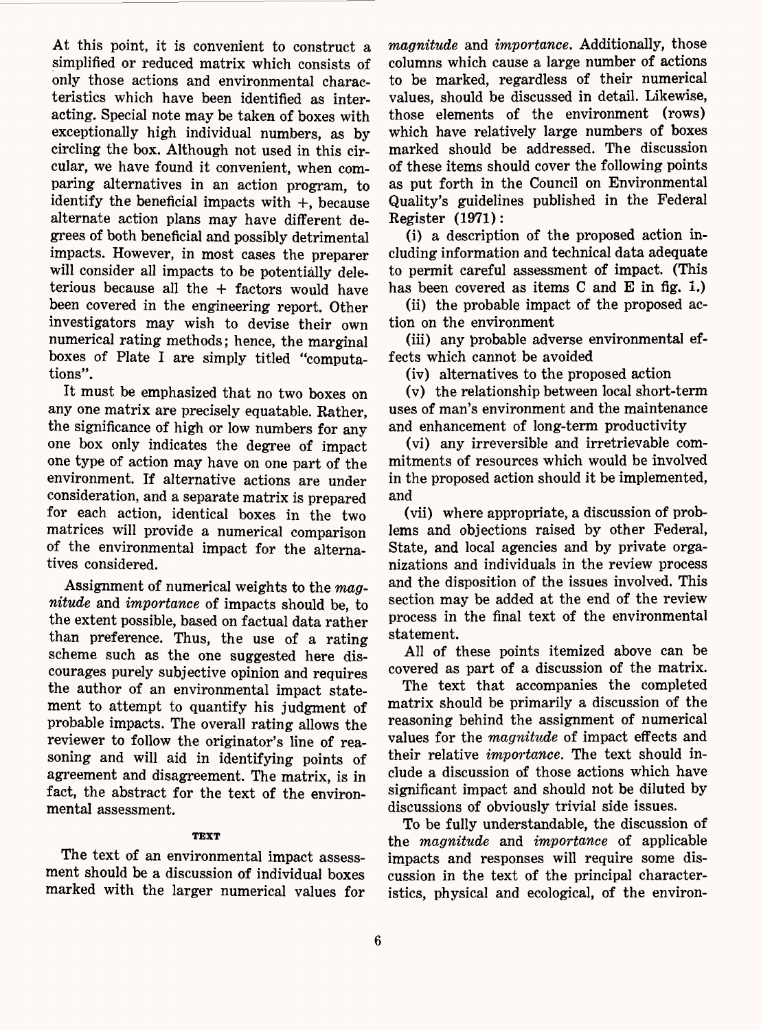At this point, it is convenient to construct a simplified or reduced matrix which consists of only those actions and environmental characteristics which have been identified as interacting. Special note may be taken of boxes with exceptionally high individual numbers, as by circling the box. Although not used in this circular, we have found it convenient, when comparing alternatives in an action program, to identify the beneficial impacts with +, because alternate action plans may have different degrees of both beneficial and possibly detrimental impacts. However, in most cases the preparer will consider all impacts to be potentially deleterious because all the + factors would have been covered in the engineering report. Other investigators may wish to devise their own numerical rating methods; hence, the marginal boxes of Plate I are simply titled "computations".

It must be emphasized that no two boxes on any one matrix are precisely equatable. Rather, the significance of high or low numbers for any one box only indicates the degree of impact one type of action may have on one part of the environment. If alternative actions are under consideration, and a separate matrix is prepared for each action, identical boxes in the two matrices will provide a numerical comparison of the environmental impact for the alternatives considered.

Assignment of numerical weights to the *magnitude* and *importance* of impacts should be, to the extent possible, based on factual data rather than preference. Thus, the use of a rating scheme such as the one suggested here discourages purely subjective opinion and requires the author of an environmental impact statement to attempt to quantify his judgment of probable impacts. The overall rating allows the reviewer to follow the originator's line of reasoning and will aid in identifying points of agreement and disagreement. The matrix, is in fact, the abstract for the text of the environmental assessment.

## TEXT

The text of an environmental impact assessment should be a discussion of individual boxes marked with the larger numerical values for *magnitude* and *importance*. Additionally, those columns which cause a large number of actions to be marked, regardless of their numerical values, should be discussed in detail. Likewise, those elements of the environment (rows) which have relatively large numbers of boxes marked should be addressed. The discussion of these items should cover the following points as put forth in the Council on Environmental Quality's guidelines published in the Federal Register (1971):

(i) a description of the proposed action including information and technical data adequate to permit careful assessment of impact. (This has been covered as items C and E in fig. 1.)

(ii) the probable impact of the proposed action on the environment

(iii) any probable adverse environmental effects which cannot be avoided

(iv) alternatives to the proposed action

(v) the relationship between local short-term uses of man's environment and the maintenance and enhancement of long-term productivity

(vi) any irreversible and irretrievable commitments of resources which would be involved in the proposed action should it be implemented, and

(vii) where appropriate, a discussion of problems and objections raised by other Federal, State, and local agencies and by private organizations and individuals in the review process and the disposition of the issues involved. This section may be added at the end of the review process in the final text of the environmental statement.

All of these points itemized above can be covered as part of a discussion of the matrix.

The text that accompanies the completed matrix should be primarily a discussion of the reasoning behind the assignment of numerical values for the *magnitude* of impact effects and their relative *importance*. The text should include a discussion of those actions which have significant impact and should not be diluted by discussions of obviously trivial side issues.

To be fully understandable, the discussion of the *magnitude* and *importance* of applicable impacts and responses will require some discussion in the text of the principal characteristics, physical and ecological, of the environ-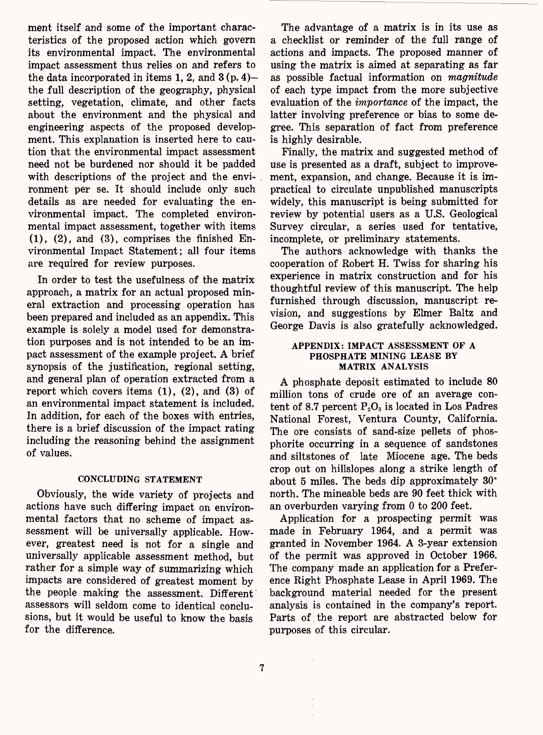ment itself and some of the important characteristics of the proposed action which govern its environmental impact. The environmental impact assessment thus relies on and refers to the data incorporated in items 1, 2, and 3 (p. 4)—the full description of the geography, physical setting, vegetation, climate, and other facts about the environment and the physical and engineering aspects of the proposed development. This explanation is inserted here to caution that the environmental impact assessment need not be burdened nor should it be padded with descriptions of the project and the environment per se. It should include only such details as are needed for evaluating the environmental impact. The completed environmental impact assessment, together with items (1), (2), and (3), comprises the finished Environmental Impact Statement; all four items are required for review purposes.

In order to test the usefulness of the matrix approach, a matrix for an actual proposed mineral extraction and processing operation has been prepared and included as an appendix. This example is solely a model used for demonstration purposes and is not intended to be an impact assessment of the example project. A brief synopsis of the justification, regional setting, and general plan of operation extracted from a report which covers items (1), (2), and (3) of an environmental impact statement is included. In addition, for each of the boxes with entries, there is a brief discussion of the impact rating including the reasoning behind the assignment of values.

## CONCLUDING STATEMENT

Obviously, the wide variety of projects and actions have such differing impact on environmental factors that no scheme of impact assessment will be universally applicable. However, greatest need is not for a single and universally applicable assessment method, but rather for a simple way of summarizing which impacts are considered of greatest moment by the people making the assessment. Different assessors will seldom come to identical conclusions, but it would be useful to know the basis for the difference.

The advantage of a matrix is in its use as a checklist or reminder of the full range of actions and impacts. The proposed manner of using the matrix is aimed at separating as far as possible factual information on *magnitude* of each type impact from the more subjective evaluation of the *importance* of the impact, the latter involving preference or bias to some degree. This separation of fact from preference is highly desirable.

Finally, the matrix and suggested method of use is presented as a draft, subject to improvement, expansion, and change. Because it is impractical to circulate unpublished manuscripts widely, this manuscript is being submitted for review by potential users as a U.S. Geological Survey circular, a series used for tentative, incomplete, or preliminary statements.

The authors acknowledge with thanks the cooperation of Robert H. Twiss for sharing his experience in matrix construction and for his thoughtful review of this manuscript. The help furnished through discussion, manuscript revision, and suggestions by Elmer Baltz and George Davis is also gratefully acknowledged.

## APPENDIX: IMPACT ASSESSMENT OF A PHOSPHATE MINING LEASE BY MATRIX ANALYSIS

A phosphate deposit estimated to include 80 million tons of crude ore of an average content of 8.7 percent $P_2O_5$ is located in Los Padres National Forest, Ventura County, California. The ore consists of sand-size pellets of phosphorite occurring in a sequence of sandstones and siltstones of late Miocene age. The beds crop out on hillslopes along a strike length of about 5 miles. The beds dip approximately 30° north. The mineable beds are 90 feet thick with an overburden varying from 0 to 200 feet.

Application for a prospecting permit was made in February 1964, and a permit was granted in November 1964. A 3-year extension of the permit was approved in October 1966. The company made an application for a Preference Right Phosphate Lease in April 1969. The background material needed for the present analysis is contained in the company's report. Parts of the report are abstracted below for purposes of this circular.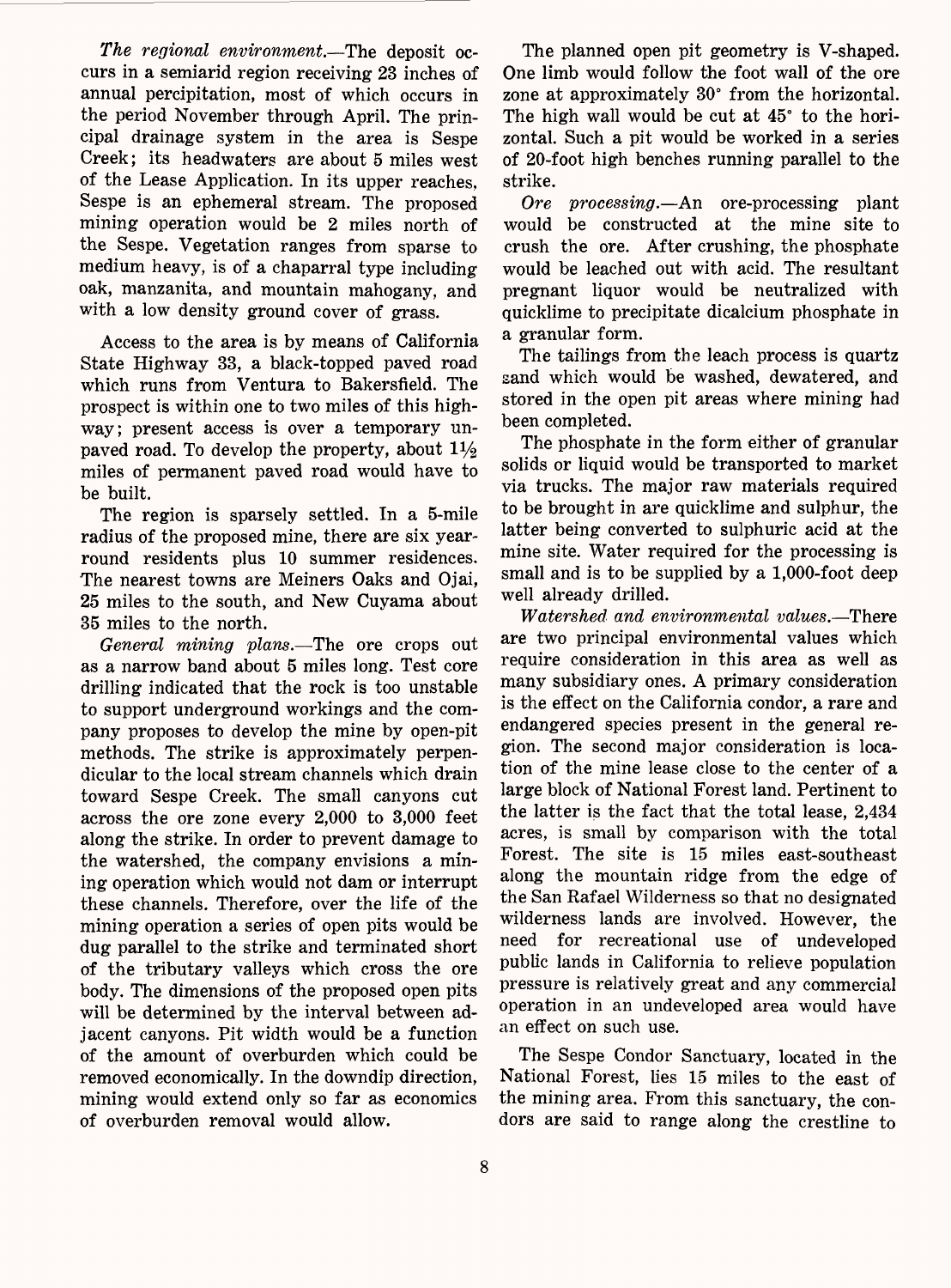*The regional environment.*—The deposit occurs in a semiarid region receiving 23 inches of annual percipitation, most of which occurs in the period November through April. The principal drainage system in the area is Sespe Creek; its headwaters are about 5 miles west of the Lease Application. In its upper reaches, Sespe is an ephemeral stream. The proposed mining operation would be 2 miles north of the Sespe. Vegetation ranges from sparse to medium heavy, is of a chaparral type including oak, manzanita, and mountain mahogany, and with a low density ground cover of grass.

Access to the area is by means of California State Highway 33, a black-topped paved road which runs from Ventura to Bakersfield. The prospect is within one to two miles of this highway; present access is over a temporary unpaved road. To develop the property, about 1½ miles of permanent paved road would have to be built.

The region is sparsely settled. In a 5-mile radius of the proposed mine, there are six year-round residents plus 10 summer residences. The nearest towns are Meiners Oaks and Ojai, 25 miles to the south, and New Cuyama about 35 miles to the north.

*General mining plans.*—The ore crops out as a narrow band about 5 miles long. Test core drilling indicated that the rock is too unstable to support underground workings and the company proposes to develop the mine by open-pit methods. The strike is approximately perpendicular to the local stream channels which drain toward Sespe Creek. The small canyons cut across the ore zone every 2,000 to 3,000 feet along the strike. In order to prevent damage to the watershed, the company envisions a mining operation which would not dam or interrupt these channels. Therefore, over the life of the mining operation a series of open pits would be dug parallel to the strike and terminated short of the tributary valleys which cross the ore body. The dimensions of the proposed open pits will be determined by the interval between adjacent canyons. Pit width would be a function of the amount of overburden which could be removed economically. In the downdip direction, mining would extend only so far as economics of overburden removal would allow.

The planned open pit geometry is V-shaped. One limb would follow the foot wall of the ore zone at approximately 30° from the horizontal. The high wall would be cut at 45° to the horizontal. Such a pit would be worked in a series of 20-foot high benches running parallel to the strike.

*Ore processing.*—An ore-processing plant would be constructed at the mine site to crush the ore. After crushing, the phosphate would be leached out with acid. The resultant pregnant liquor would be neutralized with quicklime to precipitate dicalcium phosphate in a granular form.

The tailings from the leach process is quartz sand which would be washed, dewatered, and stored in the open pit areas where mining had been completed.

The phosphate in the form either of granular solids or liquid would be transported to market via trucks. The major raw materials required to be brought in are quicklime and sulphur, the latter being converted to sulphuric acid at the mine site. Water required for the processing is small and is to be supplied by a 1,000-foot deep well already drilled.

*Watershed and environmental values.*—There are two principal environmental values which require consideration in this area as well as many subsidiary ones. A primary consideration is the effect on the California condor, a rare and endangered species present in the general region. The second major consideration is location of the mine lease close to the center of a large block of National Forest land. Pertinent to the latter is the fact that the total lease, 2,434 acres, is small by comparison with the total Forest. The site is 15 miles east-southeast along the mountain ridge from the edge of the San Rafael Wilderness so that no designated wilderness lands are involved. However, the need for recreational use of undeveloped public lands in California to relieve population pressure is relatively great and any commercial operation in an undeveloped area would have an effect on such use.

The Sespe Condor Sanctuary, located in the National Forest, lies 15 miles to the east of the mining area. From this sanctuary, the condors are said to range along the crestline to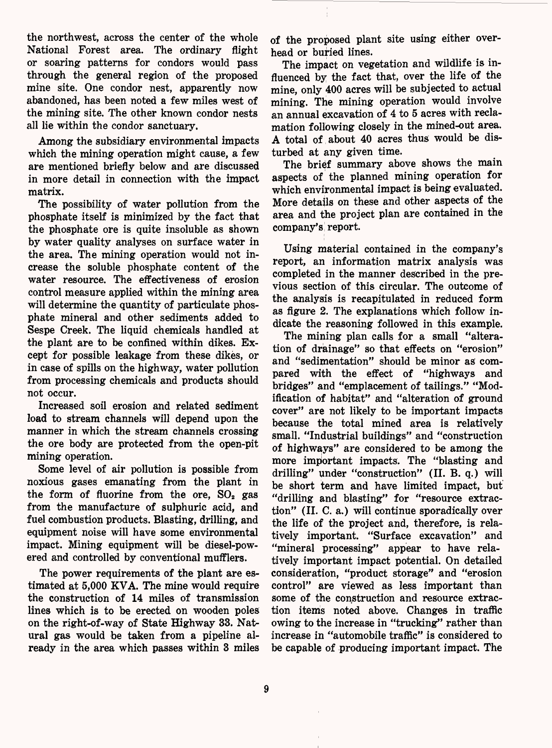the northwest, across the center of the whole National Forest area. The ordinary flight or soaring patterns for condors would pass through the general region of the proposed mine site. One condor nest, apparently now abandoned, has been noted a few miles west of the mining site. The other known condor nests all lie within the condor sanctuary.

Among the subsidiary environmental impacts which the mining operation might cause, a few are mentioned briefly below and are discussed in more detail in connection with the impact matrix.

The possibility of water pollution from the phosphate itself is minimized by the fact that the phosphate ore is quite insoluble as shown by water quality analyses on surface water in the area. The mining operation would not increase the soluble phosphate content of the water resource. The effectiveness of erosion control measure applied within the mining area will determine the quantity of particulate phosphate mineral and other sediments added to Sespe Creek. The liquid chemicals handled at the plant are to be confined within dikes. Except for possible leakage from these dikes, or in case of spills on the highway, water pollution from processing chemicals and products should not occur.

Increased soil erosion and related sediment load to stream channels will depend upon the manner in which the stream channels crossing the ore body are protected from the open-pit mining operation.

Some level of air pollution is possible from noxious gases emanating from the plant in the form of fluorine from the ore, $SO_2$ gas from the manufacture of sulphuric acid, and fuel combustion products. Blasting, drilling, and equipment noise will have some environmental impact. Mining equipment will be diesel-powered and controlled by conventional mufflers.

The power requirements of the plant are estimated at 5,000 KVA. The mine would require the construction of 14 miles of transmission lines which is to be erected on wooden poles on the right-of-way of State Highway 33. Natural gas would be taken from a pipeline already in the area which passes within 3 miles of the proposed plant site using either overhead or buried lines.

The impact on vegetation and wildlife is influenced by the fact that, over the life of the mine, only 400 acres will be subjected to actual mining. The mining operation would involve an annual excavation of 4 to 5 acres with reclamation following closely in the mined-out area. A total of about 40 acres thus would be disturbed at any given time.

The brief summary above shows the main aspects of the planned mining operation for which environmental impact is being evaluated. More details on these and other aspects of the area and the project plan are contained in the company's report.

Using material contained in the company's report, an information matrix analysis was completed in the manner described in the previous section of this circular. The outcome of the analysis is recapitulated in reduced form as figure 2. The explanations which follow indicate the reasoning followed in this example.

The mining plan calls for a small "alteration of drainage" so that effects on "erosion" and "sedimentation" should be minor as compared with the effect of "highways and bridges" and "emplacement of tailings." "Modification of habitat" and "alteration of ground cover" are not likely to be important impacts because the total mined area is relatively small. "Industrial buildings" and "construction of highways" are considered to be among the more important impacts. The "blasting and drilling" under "construction" (II. B. q.) will be short term and have limited impact, but "drilling and blasting" for "resource extraction" (II. C. a.) will continue sporadically over the life of the project and, therefore, is relatively important. "Surface excavation" and "mineral processing" appear to have relatively important impact potential. On detailed consideration, "product storage" and "erosion control" are viewed as less important than some of the construction and resource extraction items noted above. Changes in traffic owing to the increase in "trucking" rather than increase in "automobile traffic" is considered to be capable of producing important impact. The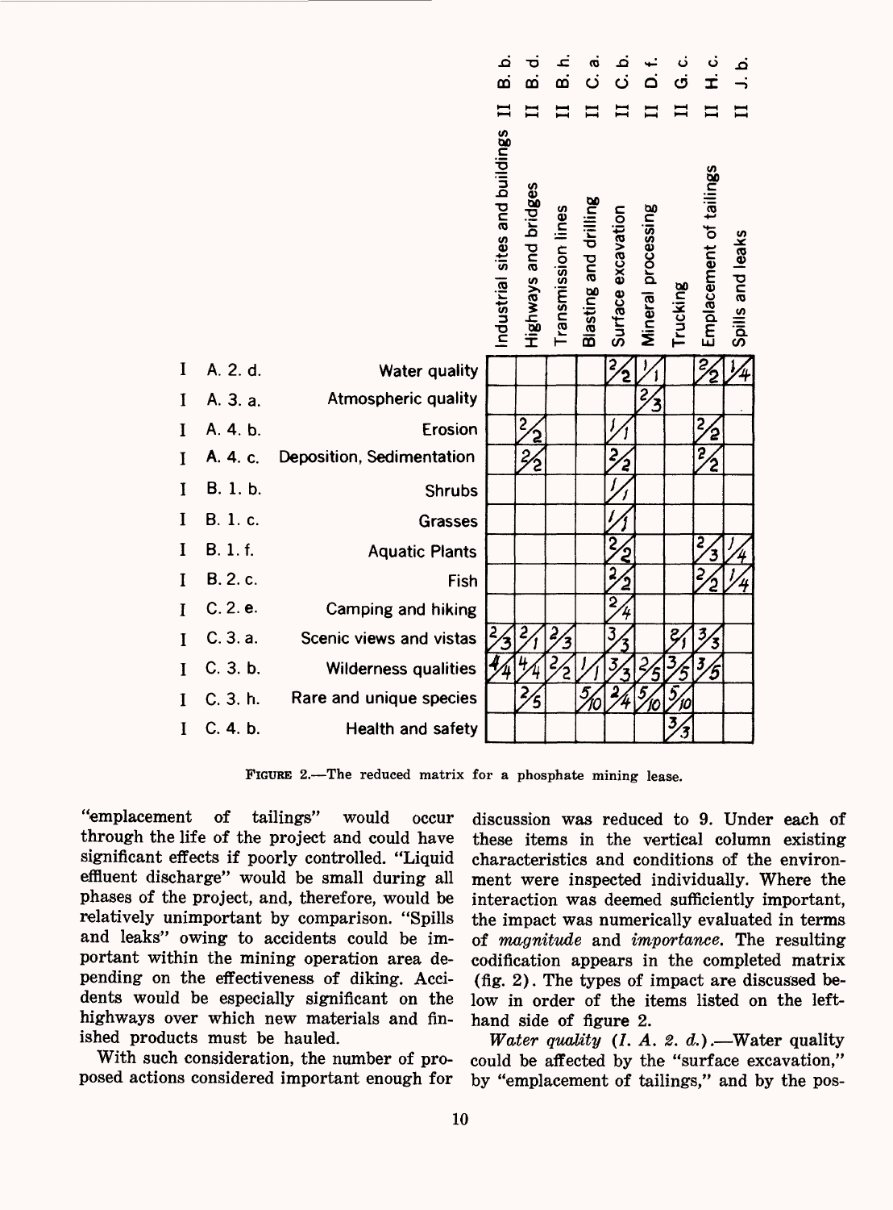| | | | II B. b. Industrial sites and buildings | II B. d. Highways and bridges | II B. h. Transmission lines | II C. a. Blasting and drilling | II C. b. Surface excavation | II D. f. Mineral processing | II G. c. Trucking | II H. c. Emplacement of tailings | II J. b. Spills and leaks |
|---|---|---|---|---|---|---|---|---|---|---|---|
| I | A. 2. d. | Water quality | | | | | 2/2 | 1/1 | | 2/2 | 1/4 |
| I | A. 3. a. | Atmospheric quality | | | | | | 2/3 | | | |
| I | A. 4. b. | Erosion | | 2/2 | | | 1/1 | | | 2/2 | |
| I | A. 4. c. | Deposition, Sedimentation | | 2/2 | | | 2/2 | | | 2/2 | |
| I | B. 1. b. | Shrubs | | | | | 1/1 | | | | |
| I | B. 1. c. | Grasses | | | | | 1/1 | | | | |
| I | B. 1. f. | Aquatic Plants | | | | | 2/2 | | | 2/3 | 1/4 |
| I | B. 2. c. | Fish | | | | | 2/2 | | | 2/2 | 1/4 |
| I | C. 2. e. | Camping and hiking | | | | | 2/4 | | | | |
| I | C. 3. a. | Scenic views and vistas | 2/3 | 2/1 | 2/3 | | 3/3 | | 2/1 | 3/3 | |
| I | C. 3. b. | Wilderness qualities | 4/4 | 4/4 | 2/2 | 1/1 | 3/3 | 2/5 | 3/5 | 3/5 | |
| I | C. 3. h. | Rare and unique species | | 2/5 | | 5/10 | 2/4 | 5/10 | 5/10 | | |
| I | C. 4. b. | Health and safety | | | | | | | 3/3 | | |

FIGURE 2.—The reduced matrix for a phosphate mining lease.

"emplacement of tailings" would occur through the life of the project and could have significant effects if poorly controlled. "Liquid effluent discharge" would be small during all phases of the project, and, therefore, would be relatively unimportant by comparison. "Spills and leaks" owing to accidents could be important within the mining operation area depending on the effectiveness of diking. Accidents would be especially significant on the highways over which new materials and finished products must be hauled.

With such consideration, the number of proposed actions considered important enough for discussion was reduced to 9. Under each of these items in the vertical column existing characteristics and conditions of the environment were inspected individually. Where the interaction was deemed sufficiently important, the impact was numerically evaluated in terms of *magnitude* and *importance*. The resulting codification appears in the completed matrix (fig. 2). The types of impact are discussed below in order of the items listed on the left-hand side of figure 2.

*Water quality (I. A. 2. d.)*.—Water quality could be affected by the "surface excavation," by "emplacement of tailings," and by the pos-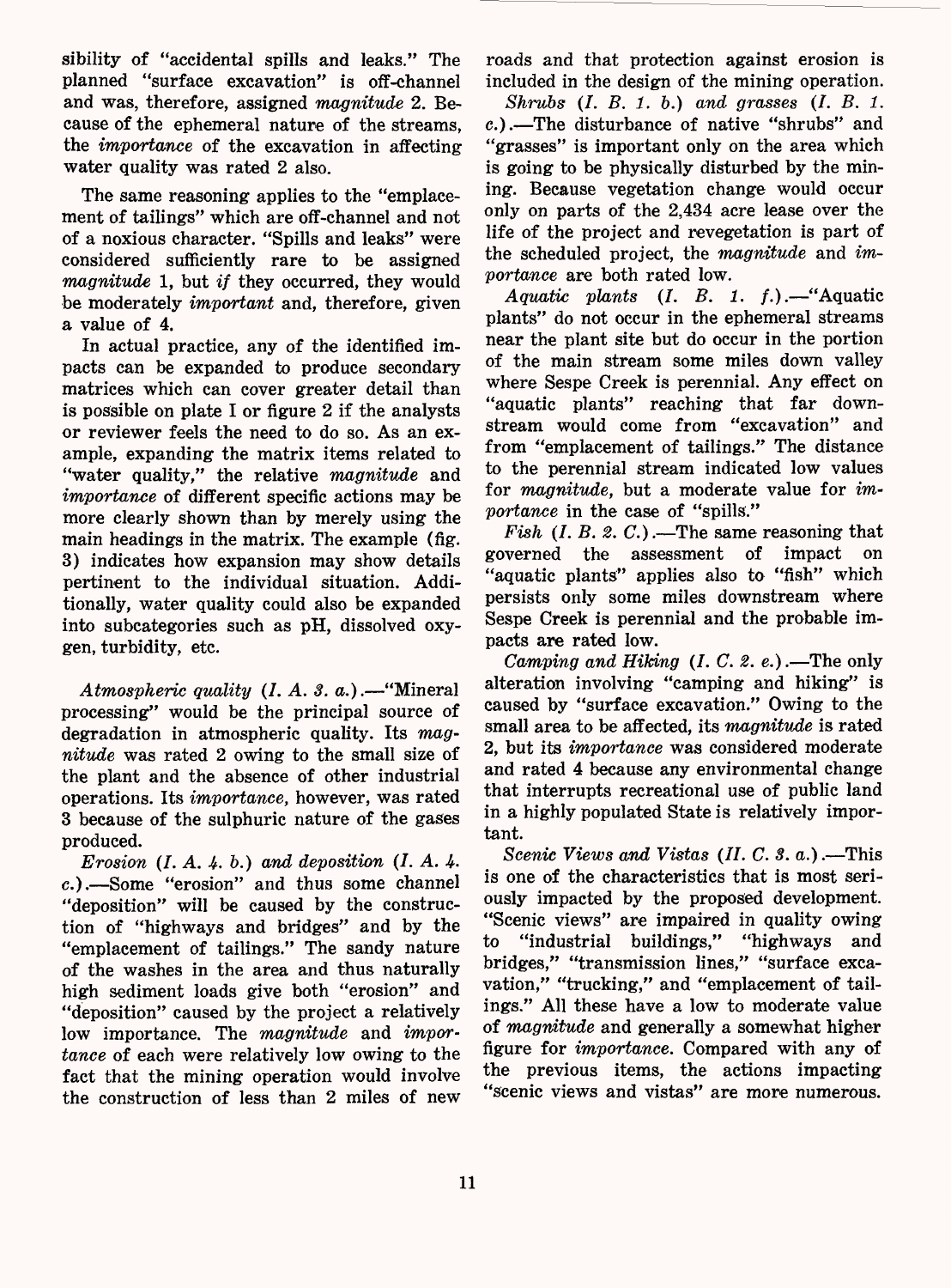sibility of "accidental spills and leaks." The planned "surface excavation" is off-channel and was, therefore, assigned *magnitude* 2. Because of the ephemeral nature of the streams, the *importance* of the excavation in affecting water quality was rated 2 also.

The same reasoning applies to the "emplacement of tailings" which are off-channel and not of a noxious character. "Spills and leaks" were considered sufficiently rare to be assigned *magnitude* 1, but *if* they occurred, they would be moderately *important* and, therefore, given a value of 4.

In actual practice, any of the identified impacts can be expanded to produce secondary matrices which can cover greater detail than is possible on plate I or figure 2 if the analysts or reviewer feels the need to do so. As an example, expanding the matrix items related to "water quality," the relative *magnitude* and *importance* of different specific actions may be more clearly shown than by merely using the main headings in the matrix. The example (fig. 3) indicates how expansion may show details pertinent to the individual situation. Additionally, water quality could also be expanded into subcategories such as pH, dissolved oxygen, turbidity, etc.

*Atmospheric quality (I. A. 3. a.)*.—"Mineral processing" would be the principal source of degradation in atmospheric quality. Its *magnitude* was rated 2 owing to the small size of the plant and the absence of other industrial operations. Its *importance*, however, was rated 3 because of the sulphuric nature of the gases produced.

*Erosion (I. A. 4. b.) and deposition (I. A. 4. c.)*.—Some "erosion" and thus some channel "deposition" will be caused by the construction of "highways and bridges" and by the "emplacement of tailings." The sandy nature of the washes in the area and thus naturally high sediment loads give both "erosion" and "deposition" caused by the project a relatively low importance. The *magnitude* and *importance* of each were relatively low owing to the fact that the mining operation would involve the construction of less than 2 miles of new roads and that protection against erosion is included in the design of the mining operation.

*Shrubs (I. B. 1. b.) and grasses (I. B. 1. c.)*.—The disturbance of native "shrubs" and "grasses" is important only on the area which is going to be physically disturbed by the mining. Because vegetation change would occur only on parts of the 2,434 acre lease over the life of the project and revegetation is part of the scheduled project, the *magnitude* and *importance* are both rated low.

*Aquatic plants (I. B. 1. f.)*.—"Aquatic plants" do not occur in the ephemeral streams near the plant site but do occur in the portion of the main stream some miles down valley where Sespe Creek is perennial. Any effect on "aquatic plants" reaching that far downstream would come from "excavation" and from "emplacement of tailings." The distance to the perennial stream indicated low values for *magnitude*, but a moderate value for *importance* in the case of "spills."

*Fish (I. B. 2. C.)*.—The same reasoning that governed the assessment of impact on "aquatic plants" applies also to "fish" which persists only some miles downstream where Sespe Creek is perennial and the probable impacts are rated low.

*Camping and Hiking (I. C. 2. e.)*.—The only alteration involving "camping and hiking" is caused by "surface excavation." Owing to the small area to be affected, its *magnitude* is rated 2, but its *importance* was considered moderate and rated 4 because any environmental change that interrupts recreational use of public land in a highly populated State is relatively important.

*Scenic Views and Vistas (II. C. 3. a.)*.—This is one of the characteristics that is most seriously impacted by the proposed development. "Scenic views" are impaired in quality owing to "industrial buildings," "highways and bridges," "transmission lines," "surface excavation," "trucking," and "emplacement of tailings." All these have a low to moderate value of *magnitude* and generally a somewhat higher figure for *importance*. Compared with any of the previous items, the actions impacting "scenic views and vistas" are more numerous.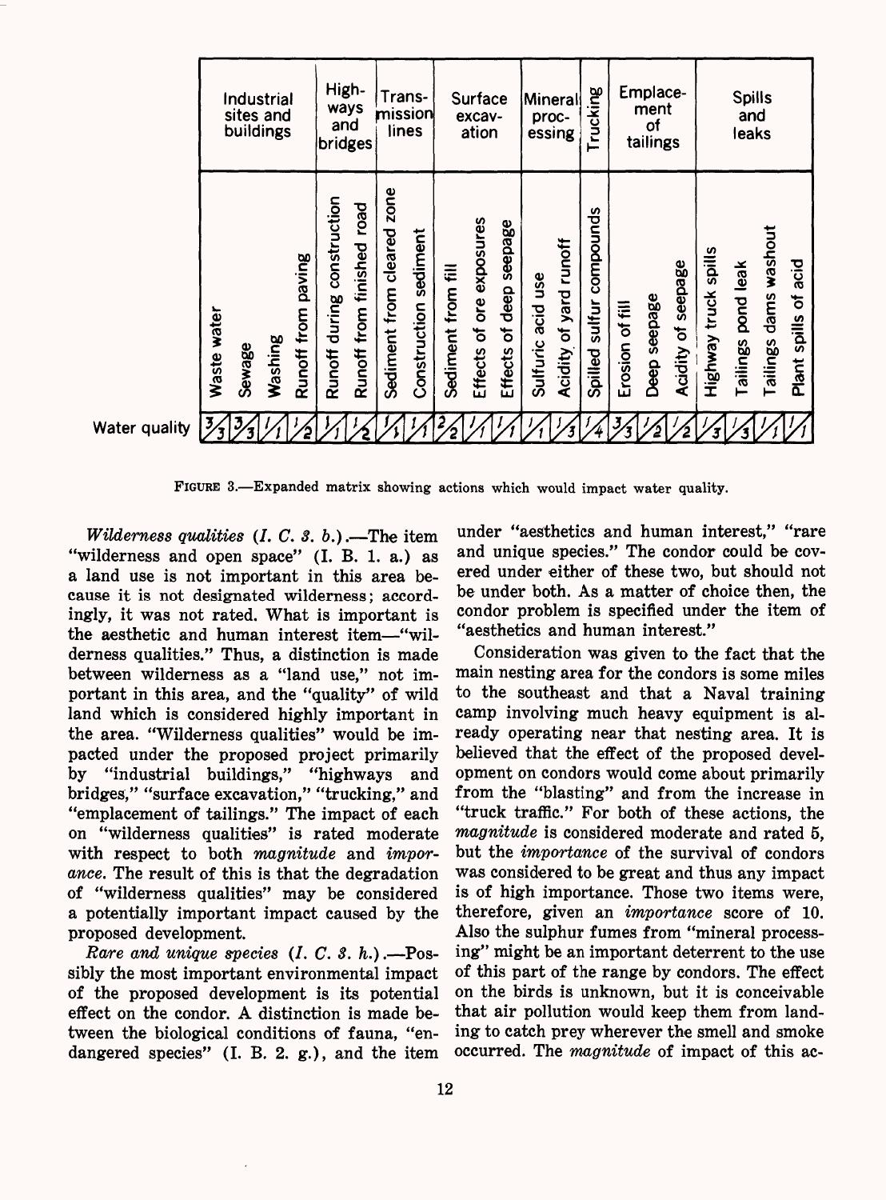| | Industrial sites and buildings | | | | Highways and bridges | | Transmission lines | | Surface excavation | | | Mineral processing | | Trucking | Emplacement of tailings | | | Spills and leaks | | | |
|---|---|---|---|---|---|---|---|---|---|---|---|---|---|---|---|---|---|---|---|---|---|
| | Waste water | Sewage | Washing | Runoff from paving | Runoff during construction | Runoff from finished road | Sediment from cleared zone | Construction sediment | Sediment from fill | Effects of ore exposures | Effects of deep seepage | Sulfuric acid use | Acidity of yard runoff | Spilled sulfur compounds | Erosion of fill | Deep seepage | Acidity of seepage | Highway truck spills | Tailings pond leak | Tailings dams washout | Plant spills of acid |
| Water quality | 3/3 | 3/3 | 1/1 | 1/2 | 1/1 | 1/2 | 1/1 | 1/1 | 2/2 | 1/1 | 1/1 | 1/1 | 1/3 | 1/4 | 3/3 | 1/2 | 1/2 | 1/3 | 1/3 | 1/1 | 1/1 |

FIGURE 3.—Expanded matrix showing actions which would impact water quality.

*Wilderness qualities (I. C. 3. b.)*.—The item "wilderness and open space" (I. B. 1. a.) as a land use is not important in this area because it is not designated wilderness; accordingly, it was not rated. What is important is the aesthetic and human interest item—"wilderness qualities." Thus, a distinction is made between wilderness as a "land use," not important in this area, and the "quality" of wild land which is considered highly important in the area. "Wilderness qualities" would be impacted under the proposed project primarily by "industrial buildings," "highways and bridges," "surface excavation," "trucking," and "emplacement of tailings." The impact of each on "wilderness qualities" is rated moderate with respect to both *magnitude* and *importance*. The result of this is that the degradation of "wilderness qualities" may be considered a potentially important impact caused by the proposed development.

*Rare and unique species (I. C. 3. h.)*.—Possibly the most important environmental impact of the proposed development is its potential effect on the condor. A distinction is made between the biological conditions of fauna, "endangered species" (I. B. 2. g.), and the item under "aesthetics and human interest," "rare and unique species." The condor could be covered under either of these two, but should not be under both. As a matter of choice then, the condor problem is specified under the item of "aesthetics and human interest."

Consideration was given to the fact that the main nesting area for the condors is some miles to the southeast and that a Naval training camp involving much heavy equipment is already operating near that nesting area. It is believed that the effect of the proposed development on condors would come about primarily from the "blasting" and from the increase in "truck traffic." For both of these actions, the *magnitude* is considered moderate and rated 5, but the *importance* of the survival of condors was considered to be great and thus any impact is of high importance. Those two items were, therefore, given an *importance* score of 10. Also the sulphur fumes from "mineral processing" might be an important deterrent to the use of this part of the range by condors. The effect on the birds is unknown, but it is conceivable that air pollution would keep them from landing to catch prey wherever the smell and smoke occurred. The *magnitude* of impact of this ac-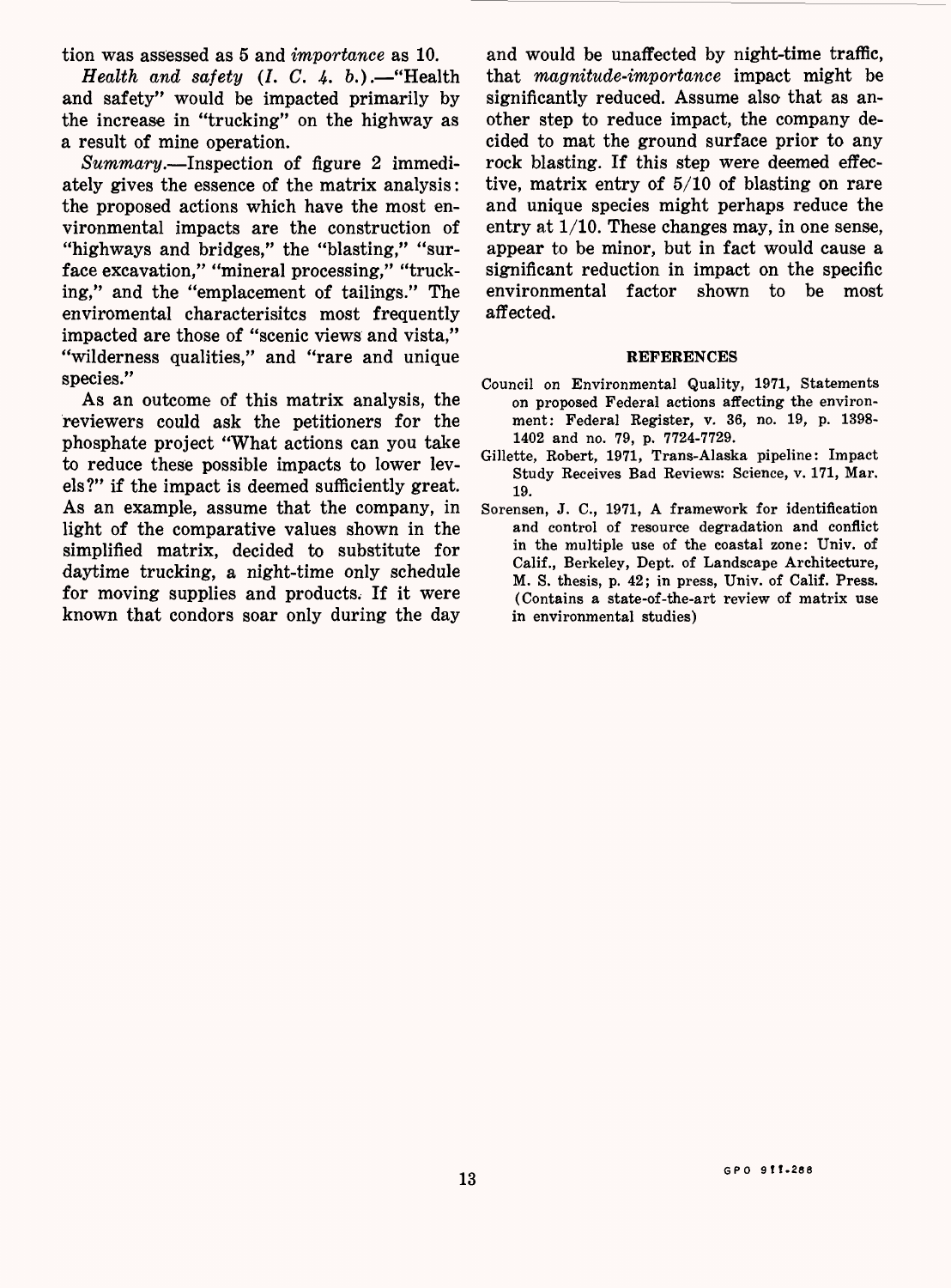tion was assessed as 5 and *importance* as 10.

*Health and safety (I. C. 4. b.).*—"Health and safety" would be impacted primarily by the increase in "trucking" on the highway as a result of mine operation.

*Summary.*—Inspection of figure 2 immediately gives the essence of the matrix analysis: the proposed actions which have the most environmental impacts are the construction of "highways and bridges," the "blasting," "surface excavation," "mineral processing," "trucking," and the "emplacement of tailings." The enviromental characterisitcs most frequently impacted are those of "scenic views and vista," "wilderness qualities," and "rare and unique species."

As an outcome of this matrix analysis, the reviewers could ask the petitioners for the phosphate project "What actions can you take to reduce these possible impacts to lower levels?" if the impact is deemed sufficiently great. As an example, assume that the company, in light of the comparative values shown in the simplified matrix, decided to substitute for daytime trucking, a night-time only schedule for moving supplies and products. If it were known that condors soar only during the day and would be unaffected by night-time traffic, that *magnitude-importance* impact might be significantly reduced. Assume also that as another step to reduce impact, the company decided to mat the ground surface prior to any rock blasting. If this step were deemed effective, matrix entry of 5/10 of blasting on rare and unique species might perhaps reduce the entry at 1/10. These changes may, in one sense, appear to be minor, but in fact would cause a significant reduction in impact on the specific environmental factor shown to be most affected.

## REFERENCES

Council on Environmental Quality, 1971, Statements on proposed Federal actions affecting the environment: Federal Register, v. 36, no. 19, p. 1398-1402 and no. 79, p. 7724-7729.

Gillette, Robert, 1971, Trans-Alaska pipeline: Impact Study Receives Bad Reviews: Science, v. 171, Mar. 19.

Sorensen, J. C., 1971, A framework for identification and control of resource degradation and conflict in the multiple use of the coastal zone: Univ. of Calif., Berkeley, Dept. of Landscape Architecture, M. S. thesis, p. 42; in press, Univ. of Calif. Press. (Contains a state-of-the-art review of matrix use in environmental studies)

GPO 911-288